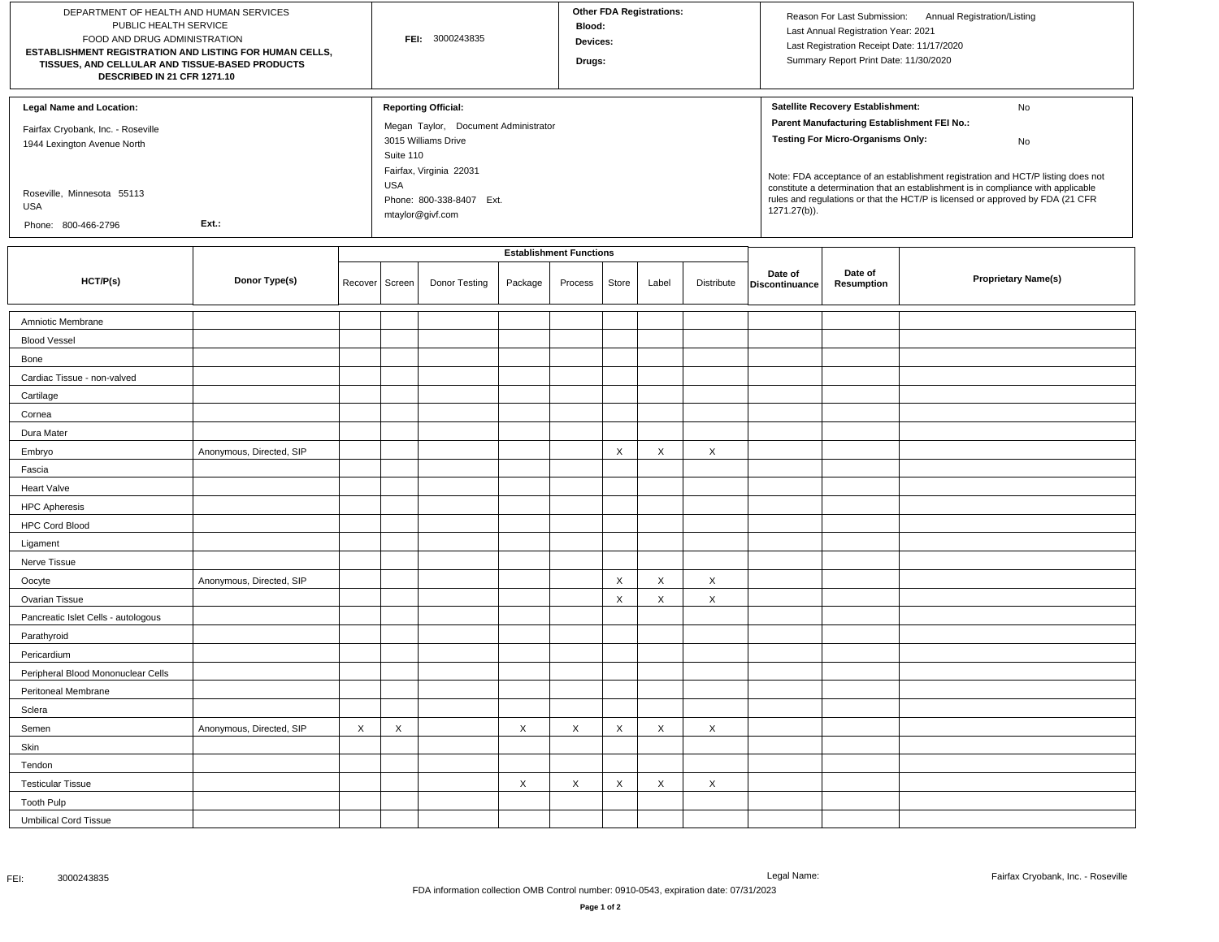DEPARTMENT OF HEALTH AND HUMAN SERVICES
PUBLIC HEALTH SERVICE
FOOD AND DRUG ADMINISTRATION

**ESTABLISHMENT REGISTRATION AND LISTING FOR HUMAN CELLS, TISSUES, AND CELLULAR AND TISSUE-BASED PRODUCTS DESCRIBED IN 21 CFR 1271.10**

**FEI:** 3000243835

**Other FDA Registrations:**
**Blood:**
**Devices:**
**Drugs:**

Reason For Last Submission: Annual Registration/Listing
Last Annual Registration Year: 2021
Last Registration Receipt Date: 11/17/2020
Summary Report Print Date: 11/30/2020

**Legal Name and Location:**

Fairfax Cryobank, Inc. - Roseville
1944 Lexington Avenue North

Roseville, Minnesota 55113
USA
Phone: 800-466-2796 Ext.:

**Reporting Official:**

Megan Taylor, Document Administrator
3015 Williams Drive
Suite 110
Fairfax, Virginia 22031
USA
Phone: 800-338-8407 Ext.
mtaylor@givf.com

**Satellite Recovery Establishment:** No
**Parent Manufacturing Establishment FEI No.:**
**Testing For Micro-Organisms Only:** No

Note: FDA acceptance of an establishment registration and HCT/P listing does not constitute a determination that an establishment is in compliance with applicable rules and regulations or that the HCT/P is licensed or approved by FDA (21 CFR 1271.27(b)).

| HCT/P(s) | Donor Type(s) | Establishment Functions | | | | | | | | Date of Discontinuance | Date of Resumption | Proprietary Name(s) |
|---|---|---|---|---|---|---|---|---|---|---|---|---|
| | | Recover | Screen | Donor Testing | Package | Process | Store | Label | Distribute | | | |
| Amniotic Membrane | | | | | | | | | | | | |
| Blood Vessel | | | | | | | | | | | | |
| Bone | | | | | | | | | | | | |
| Cardiac Tissue - non-valved | | | | | | | | | | | | |
| Cartilage | | | | | | | | | | | | |
| Cornea | | | | | | | | | | | | |
| Dura Mater | | | | | | | | | | | | |
| Embryo | Anonymous, Directed, SIP | | | | | | X | X | X | | | |
| Fascia | | | | | | | | | | | | |
| Heart Valve | | | | | | | | | | | | |
| HPC Apheresis | | | | | | | | | | | | |
| HPC Cord Blood | | | | | | | | | | | | |
| Ligament | | | | | | | | | | | | |
| Nerve Tissue | | | | | | | | | | | | |
| Oocyte | Anonymous, Directed, SIP | | | | | | X | X | X | | | |
| Ovarian Tissue | | | | | | | X | X | X | | | |
| Pancreatic Islet Cells - autologous | | | | | | | | | | | | |
| Parathyroid | | | | | | | | | | | | |
| Pericardium | | | | | | | | | | | | |
| Peripheral Blood Mononuclear Cells | | | | | | | | | | | | |
| Peritoneal Membrane | | | | | | | | | | | | |
| Sclera | | | | | | | | | | | | |
| Semen | Anonymous, Directed, SIP | X | X | | X | X | X | X | X | | | |
| Skin | | | | | | | | | | | | |
| Tendon | | | | | | | | | | | | |
| Testicular Tissue | | | | | X | X | X | X | X | | | |
| Tooth Pulp | | | | | | | | | | | | |
| Umbilical Cord Tissue | | | | | | | | | | | | |

FDA information collection OMB Control number: 0910-0543, expiration date: 07/31/2023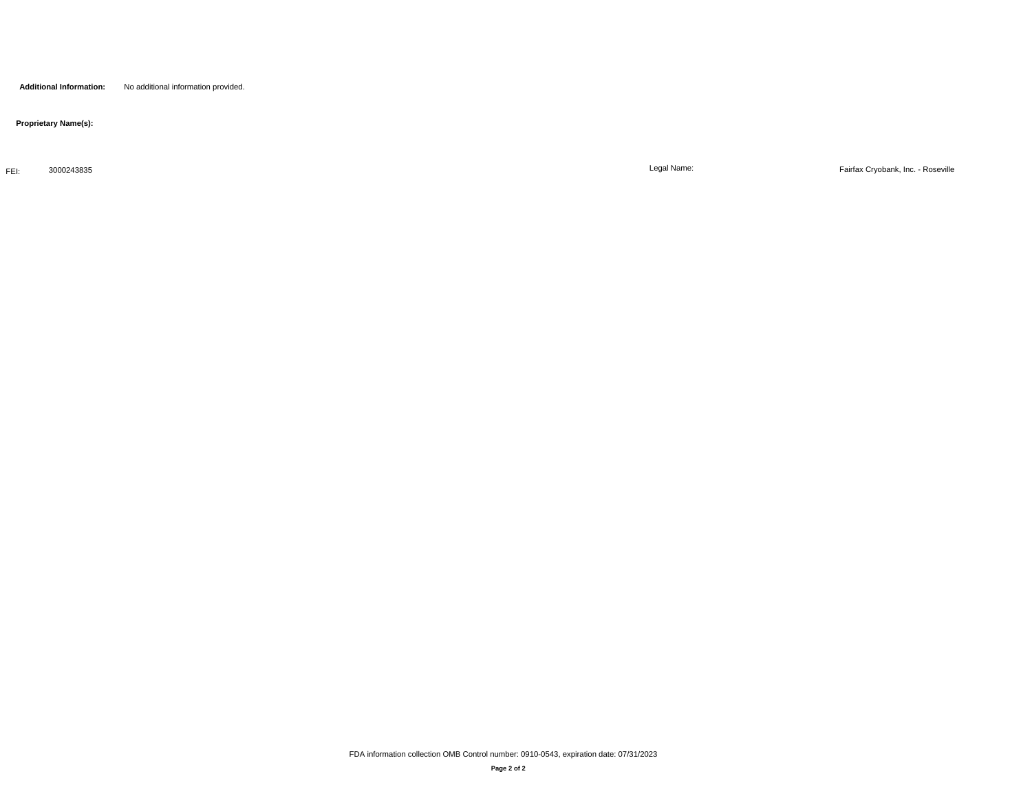**Additional Information:** No additional information provided.

**Proprietary Name(s):**

FEI: 3000243835

Legal Name: Fairfax Cryobank, Inc. - Roseville

FDA information collection OMB Control number: 0910-0543, expiration date: 07/31/2023